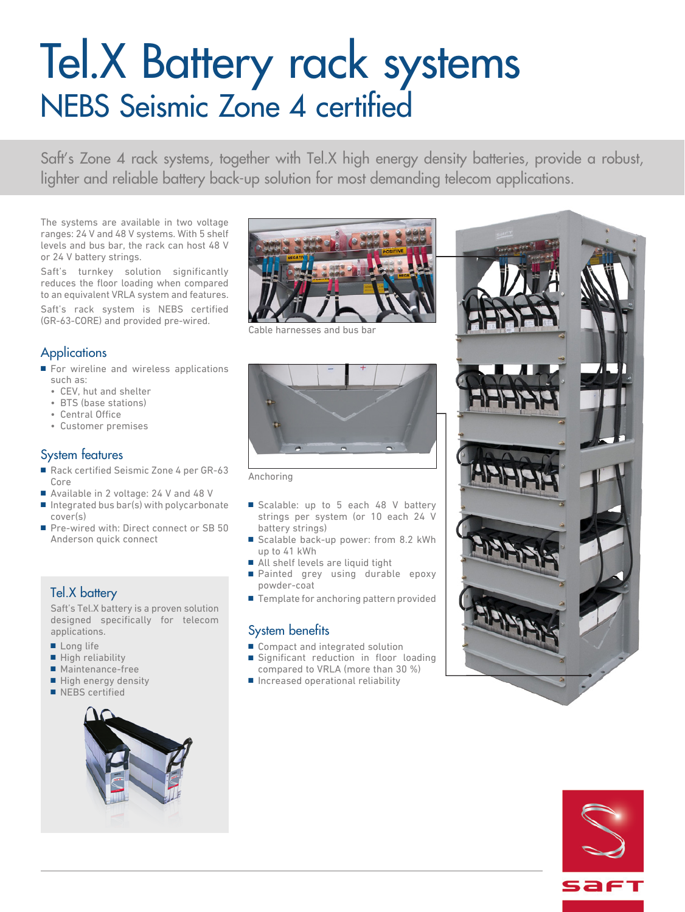# Tel.X Battery rack systems

## NEBS Seismic Zone 4 certified

Saft's Zone 4 rack systems, together with Tel.X high energy density batteries, provide a robust, lighter and reliable battery back-up solution for most demanding telecom applications.

The systems are available in two voltage ranges: 24 V and 48 V systems. With 5 shelf levels and bus bar, the rack can host 48 V or 24 V battery strings.

Saft's turnkey solution significantly reduces the floor loading when compared to an equivalent VRLA system and features.

Saft's rack system is NEBS certified (GR-63-CORE) and provided pre-wired.

### Applications

- For wireline and wireless applications such as:
  - CEV, hut and shelter
  - BTS (base stations)
  - Central Office
  - Customer premises

### System features

- Rack certified Seismic Zone 4 per GR-63 Core
- Available in 2 voltage: 24 V and 48 V
- Integrated bus bar(s) with polycarbonate cover(s)
- Pre-wired with: Direct connect or SB 50 Anderson quick connect
- Scalable: up to 5 each 48 V battery strings per system (or 10 each 24 V battery strings)
- Scalable back-up power: from 8.2 kWh up to 41 kWh
- All shelf levels are liquid tight
- Painted grey using durable epoxy powder-coat
- Template for anchoring pattern provided

### Tel.X battery

Saft's Tel.X battery is a proven solution designed specifically for telecom applications.

- Long life
- High reliability
- Maintenance-free
- High energy density
- NEBS certified

Cable harnesses and bus bar

Anchoring

### System benefits

- Compact and integrated solution
- Significant reduction in floor loading compared to VRLA (more than 30 %)
- Increased operational reliability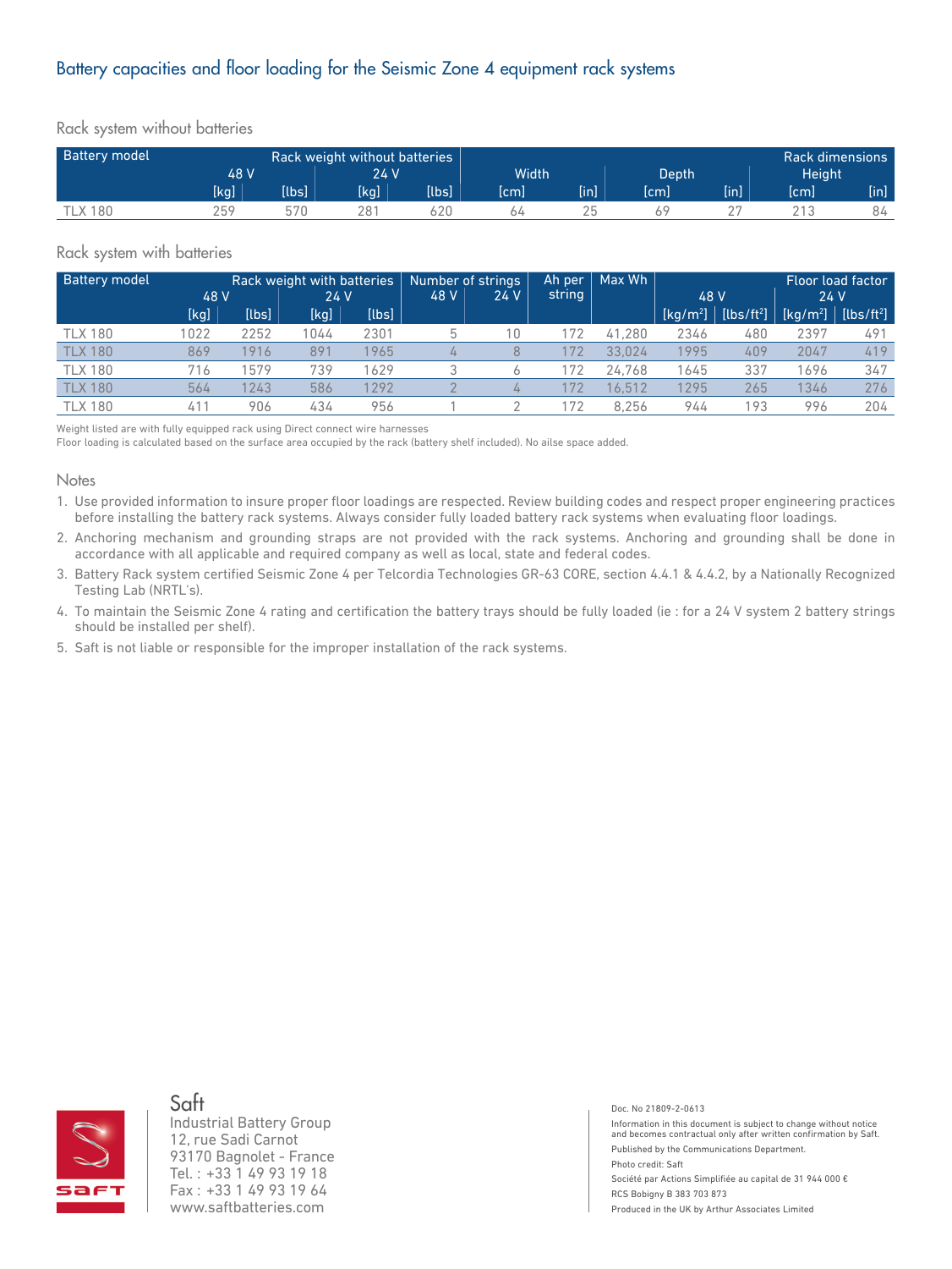## Battery capacities and floor loading for the Seismic Zone 4 equipment rack systems

### Rack system without batteries

| Battery model | Rack weight without batteries | | | | Rack dimensions | | | | | |
|---|---|---|---|---|---|---|---|---|---|---|
| | 48 V | | 24 V | | Width | | Depth | | Height | |
| | [kg] | [lbs] | [kg] | [lbs] | [cm] | [in] | [cm] | [in] | [cm] | [in] |
| TLX 180 | 259 | 570 | 281 | 620 | 64 | 25 | 69 | 27 | 213 | 84 |

### Rack system with batteries

| Battery model | Rack weight with batteries | | | | Number of strings | | Ah per string | Max Wh | Floor load factor | | | |
|---|---|---|---|---|---|---|---|---|---|---|---|---|
| | 48 V | | 24 V | | 48 V | 24 V | | | 48 V | | 24 V | |
| | [kg] | [lbs] | [kg] | [lbs] | | | | | [kg/m²] | [lbs/ft²] | [kg/m²] | [lbs/ft²] |
| TLX 180 | 1022 | 2252 | 1044 | 2301 | 5 | 10 | 172 | 41,280 | 2346 | 480 | 2397 | 491 |
| TLX 180 | 869 | 1916 | 891 | 1965 | 4 | 8 | 172 | 33,024 | 1995 | 409 | 2047 | 419 |
| TLX 180 | 716 | 1579 | 739 | 1629 | 3 | 6 | 172 | 24,768 | 1645 | 337 | 1696 | 347 |
| TLX 180 | 564 | 1243 | 586 | 1292 | 2 | 4 | 172 | 16,512 | 1295 | 265 | 1346 | 276 |
| TLX 180 | 411 | 906 | 434 | 956 | 1 | 2 | 172 | 8,256 | 944 | 193 | 996 | 204 |

Weight listed are with fully equipped rack using Direct connect wire harnesses

Floor loading is calculated based on the surface area occupied by the rack (battery shelf included). No ailse space added.

### Notes

1. Use provided information to insure proper floor loadings are respected. Review building codes and respect proper engineering practices before installing the battery rack systems. Always consider fully loaded battery rack systems when evaluating floor loadings.
2. Anchoring mechanism and grounding straps are not provided with the rack systems. Anchoring and grounding shall be done in accordance with all applicable and required company as well as local, state and federal codes.
3. Battery Rack system certified Seismic Zone 4 per Telcordia Technologies GR-63 CORE, section 4.4.1 & 4.4.2, by a Nationally Recognized Testing Lab (NRTL's).
4. To maintain the Seismic Zone 4 rating and certification the battery trays should be fully loaded (ie : for a 24 V system 2 battery strings should be installed per shelf).
5. Saft is not liable or responsible for the improper installation of the rack systems.

Saft
Industrial Battery Group
12, rue Sadi Carnot
93170 Bagnolet - France
Tel. : +33 1 49 93 19 18
Fax : +33 1 49 93 19 64
www.saftbatteries.com

Doc. No 21809-2-0613

Information in this document is subject to change without notice and becomes contractual only after written confirmation by Saft.

Published by the Communications Department.

Photo credit: Saft

Société par Actions Simplifiée au capital de 31 944 000 €

RCS Bobigny B 383 703 873

Produced in the UK by Arthur Associates Limited